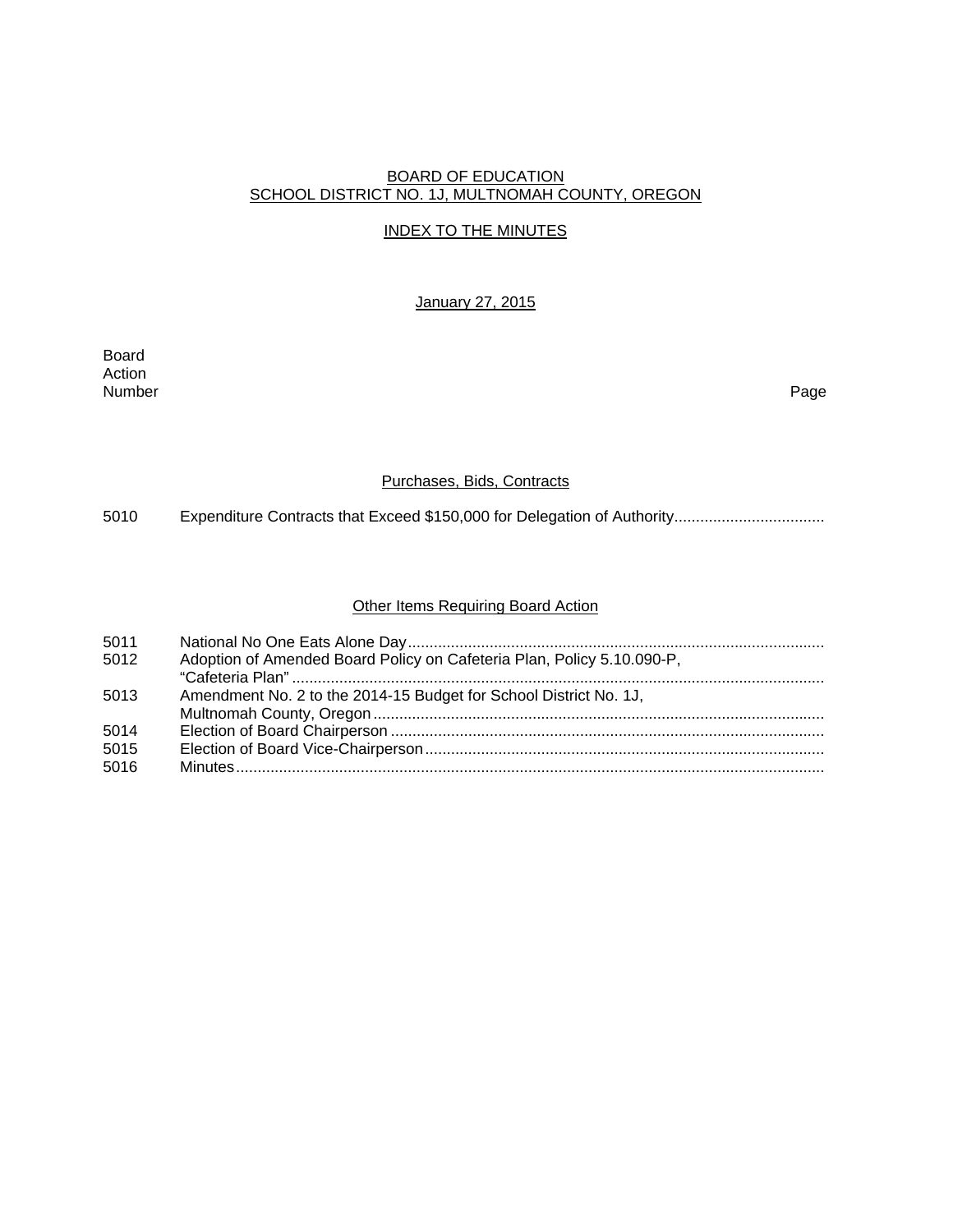BOARD OF EDUCATION
SCHOOL DISTRICT NO. 1J, MULTNOMAH COUNTY, OREGON

INDEX TO THE MINUTES

January 27, 2015

| Board Action Number | | Page |
|---|---|---|
| | **Purchases, Bids, Contracts** | |
| 5010 | Expenditure Contracts that Exceed $150,000 for Delegation of Authority | |
| | **Other Items Requiring Board Action** | |
| 5011 | National No One Eats Alone Day | |
| 5012 | Adoption of Amended Board Policy on Cafeteria Plan, Policy 5.10.090-P, "Cafeteria Plan" | |
| 5013 | Amendment No. 2 to the 2014-15 Budget for School District No. 1J, Multnomah County, Oregon | |
| 5014 | Election of Board Chairperson | |
| 5015 | Election of Board Vice-Chairperson | |
| 5016 | Minutes | |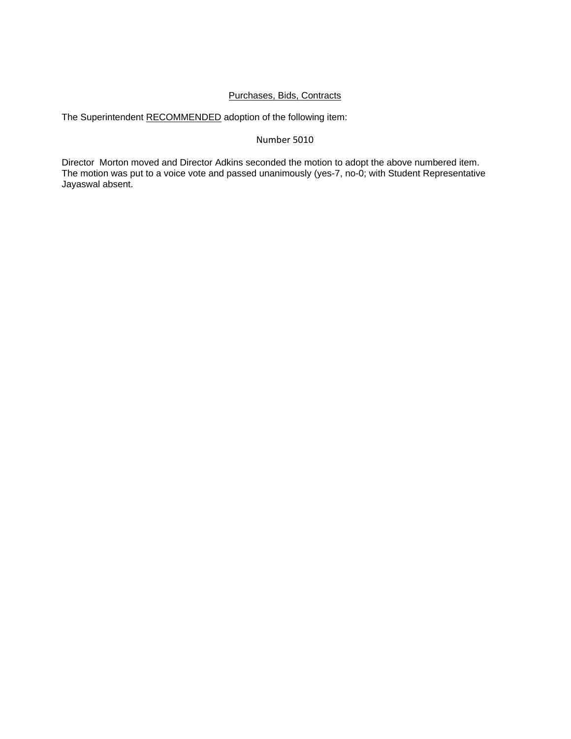<u>Purchases, Bids, Contracts</u>

The Superintendent <u>RECOMMENDED</u> adoption of the following item:

Number 5010

Director Morton moved and Director Adkins seconded the motion to adopt the above numbered item. The motion was put to a voice vote and passed unanimously (yes-7, no-0; with Student Representative Jayaswal absent.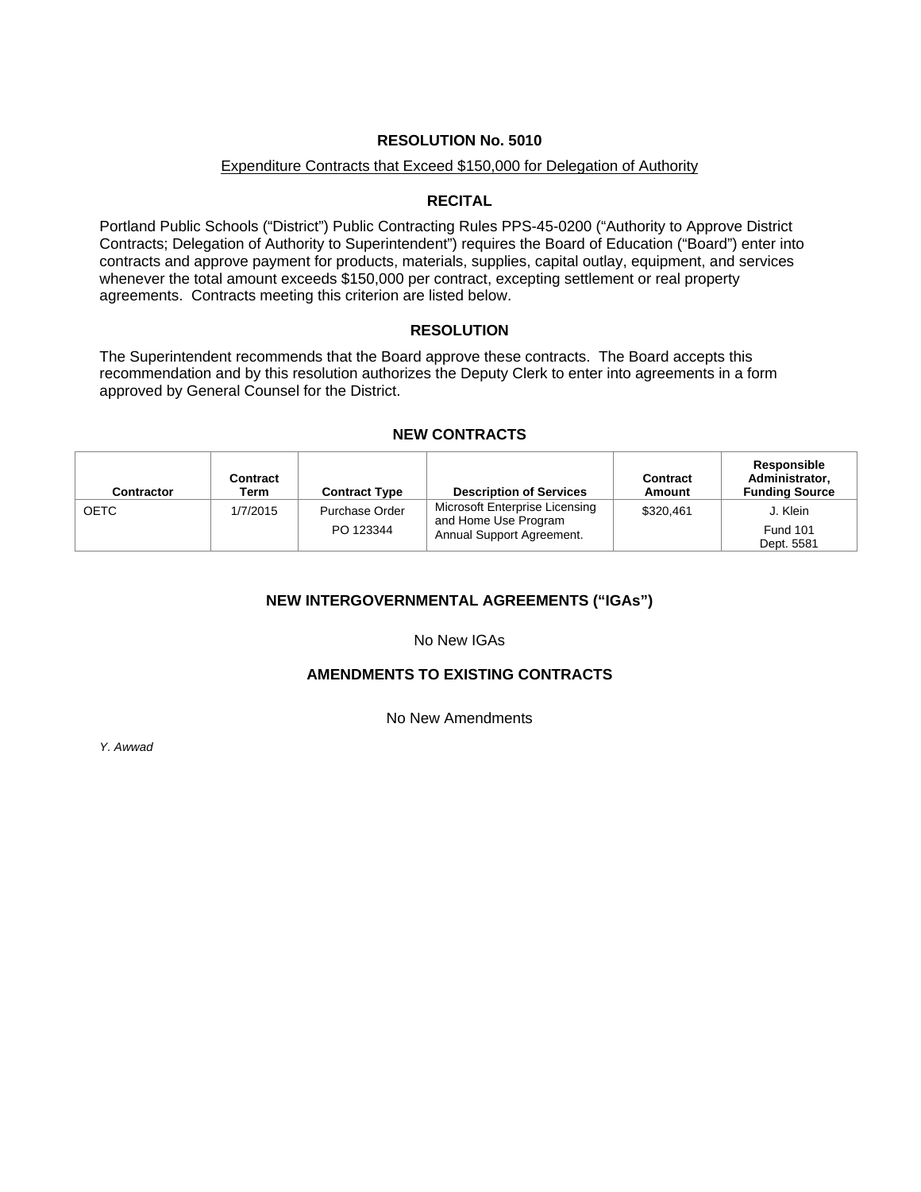# RESOLUTION No. 5010

Expenditure Contracts that Exceed $150,000 for Delegation of Authority

## RECITAL

Portland Public Schools ("District") Public Contracting Rules PPS-45-0200 ("Authority to Approve District Contracts; Delegation of Authority to Superintendent") requires the Board of Education ("Board") enter into contracts and approve payment for products, materials, supplies, capital outlay, equipment, and services whenever the total amount exceeds $150,000 per contract, excepting settlement or real property agreements. Contracts meeting this criterion are listed below.

## RESOLUTION

The Superintendent recommends that the Board approve these contracts. The Board accepts this recommendation and by this resolution authorizes the Deputy Clerk to enter into agreements in a form approved by General Counsel for the District.

## NEW CONTRACTS

| Contractor | Contract Term | Contract Type | Description of Services | Contract Amount | Responsible Administrator, Funding Source |
|---|---|---|---|---|---|
| OETC | 1/7/2015 | Purchase Order PO 123344 | Microsoft Enterprise Licensing and Home Use Program Annual Support Agreement. | $320,461 | J. Klein Fund 101 Dept. 5581 |

## NEW INTERGOVERNMENTAL AGREEMENTS ("IGAs")

No New IGAs

## AMENDMENTS TO EXISTING CONTRACTS

No New Amendments

*Y. Awwad*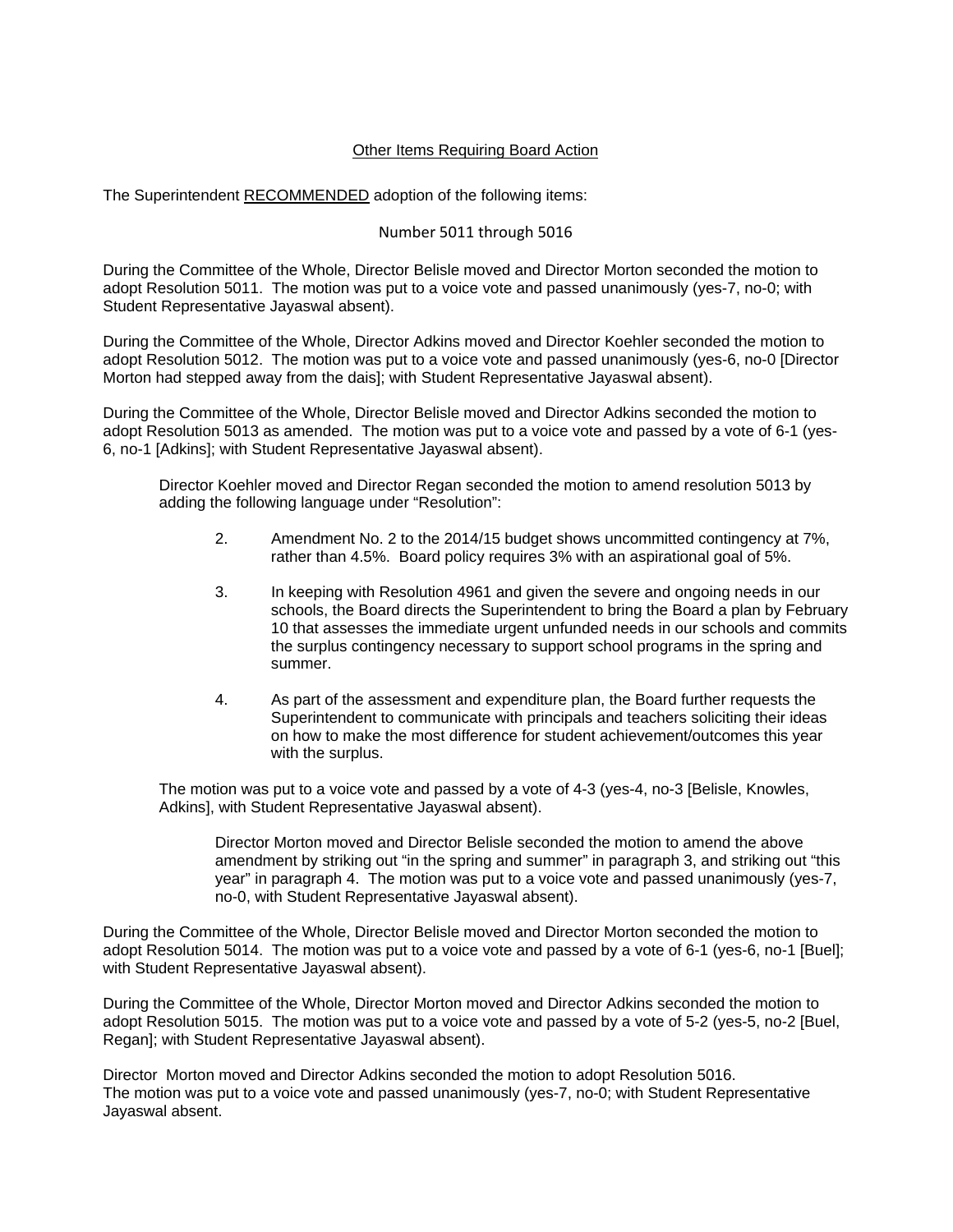## Other Items Requiring Board Action

The Superintendent **RECOMMENDED** adoption of the following items:

Number 5011 through 5016

During the Committee of the Whole, Director Belisle moved and Director Morton seconded the motion to adopt Resolution 5011. The motion was put to a voice vote and passed unanimously (yes-7, no-0; with Student Representative Jayaswal absent).

During the Committee of the Whole, Director Adkins moved and Director Koehler seconded the motion to adopt Resolution 5012. The motion was put to a voice vote and passed unanimously (yes-6, no-0 [Director Morton had stepped away from the dais]; with Student Representative Jayaswal absent).

During the Committee of the Whole, Director Belisle moved and Director Adkins seconded the motion to adopt Resolution 5013 as amended. The motion was put to a voice vote and passed by a vote of 6-1 (yes-6, no-1 [Adkins]; with Student Representative Jayaswal absent).

> Director Koehler moved and Director Regan seconded the motion to amend resolution 5013 by adding the following language under "Resolution":
>
> 2. Amendment No. 2 to the 2014/15 budget shows uncommitted contingency at 7%, rather than 4.5%. Board policy requires 3% with an aspirational goal of 5%.
>
> 3. In keeping with Resolution 4961 and given the severe and ongoing needs in our schools, the Board directs the Superintendent to bring the Board a plan by February 10 that assesses the immediate urgent unfunded needs in our schools and commits the surplus contingency necessary to support school programs in the spring and summer.
>
> 4. As part of the assessment and expenditure plan, the Board further requests the Superintendent to communicate with principals and teachers soliciting their ideas on how to make the most difference for student achievement/outcomes this year with the surplus.
>
> The motion was put to a voice vote and passed by a vote of 4-3 (yes-4, no-3 [Belisle, Knowles, Adkins], with Student Representative Jayaswal absent).
>
> > Director Morton moved and Director Belisle seconded the motion to amend the above amendment by striking out "in the spring and summer" in paragraph 3, and striking out "this year" in paragraph 4. The motion was put to a voice vote and passed unanimously (yes-7, no-0, with Student Representative Jayaswal absent).

During the Committee of the Whole, Director Belisle moved and Director Morton seconded the motion to adopt Resolution 5014. The motion was put to a voice vote and passed by a vote of 6-1 (yes-6, no-1 [Buel]; with Student Representative Jayaswal absent).

During the Committee of the Whole, Director Morton moved and Director Adkins seconded the motion to adopt Resolution 5015. The motion was put to a voice vote and passed by a vote of 5-2 (yes-5, no-2 [Buel, Regan]; with Student Representative Jayaswal absent).

Director Morton moved and Director Adkins seconded the motion to adopt Resolution 5016. The motion was put to a voice vote and passed unanimously (yes-7, no-0; with Student Representative Jayaswal absent.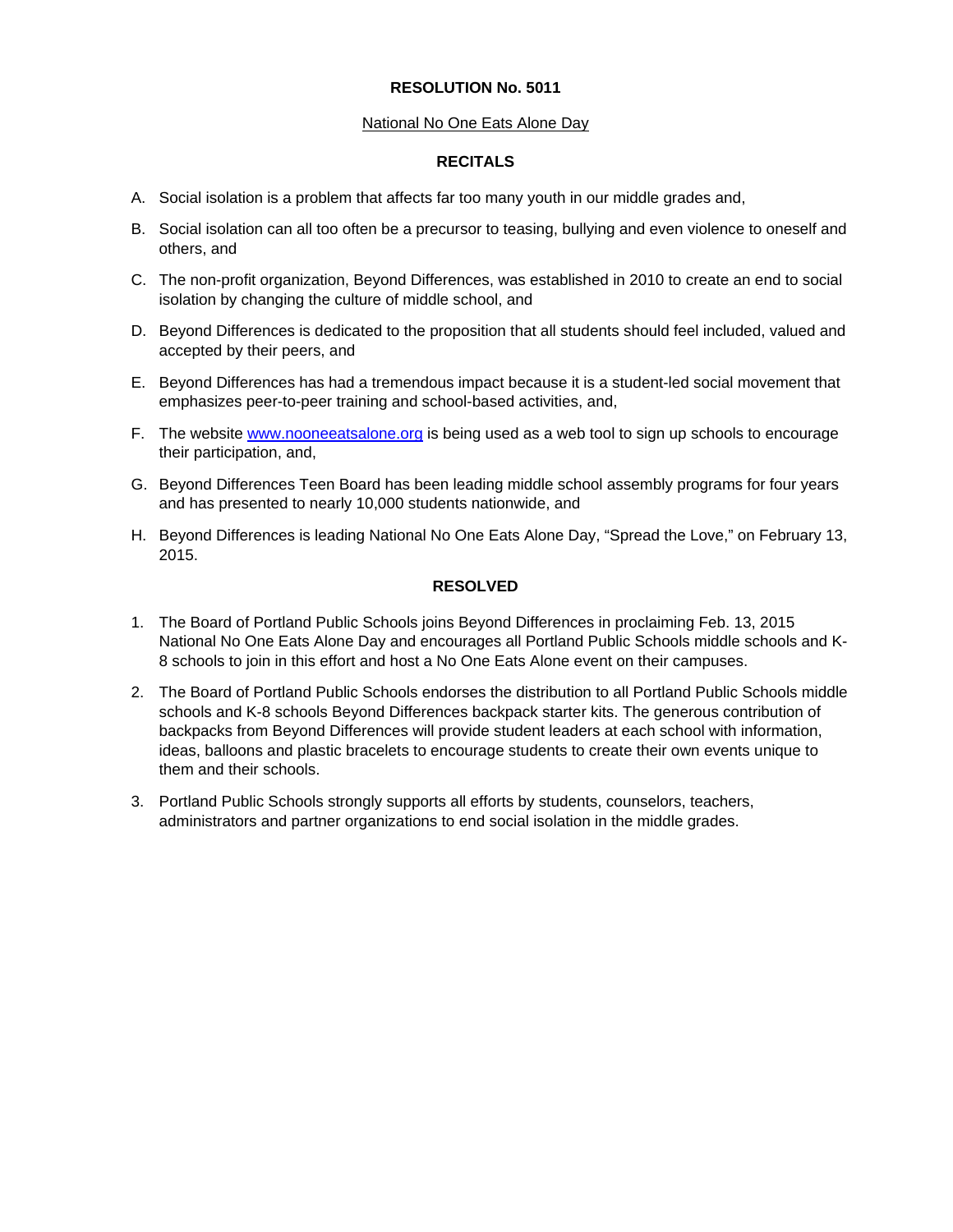# RESOLUTION No. 5011

National No One Eats Alone Day

## RECITALS

A. Social isolation is a problem that affects far too many youth in our middle grades and,

B. Social isolation can all too often be a precursor to teasing, bullying and even violence to oneself and others, and

C. The non-profit organization, Beyond Differences, was established in 2010 to create an end to social isolation by changing the culture of middle school, and

D. Beyond Differences is dedicated to the proposition that all students should feel included, valued and accepted by their peers, and

E. Beyond Differences has had a tremendous impact because it is a student-led social movement that emphasizes peer-to-peer training and school-based activities, and,

F. The website [www.nooneeatsalone.org](www.nooneeatsalone.org) is being used as a web tool to sign up schools to encourage their participation, and,

G. Beyond Differences Teen Board has been leading middle school assembly programs for four years and has presented to nearly 10,000 students nationwide, and

H. Beyond Differences is leading National No One Eats Alone Day, "Spread the Love," on February 13, 2015.

## RESOLVED

1. The Board of Portland Public Schools joins Beyond Differences in proclaiming Feb. 13, 2015 National No One Eats Alone Day and encourages all Portland Public Schools middle schools and K-8 schools to join in this effort and host a No One Eats Alone event on their campuses.

2. The Board of Portland Public Schools endorses the distribution to all Portland Public Schools middle schools and K-8 schools Beyond Differences backpack starter kits. The generous contribution of backpacks from Beyond Differences will provide student leaders at each school with information, ideas, balloons and plastic bracelets to encourage students to create their own events unique to them and their schools.

3. Portland Public Schools strongly supports all efforts by students, counselors, teachers, administrators and partner organizations to end social isolation in the middle grades.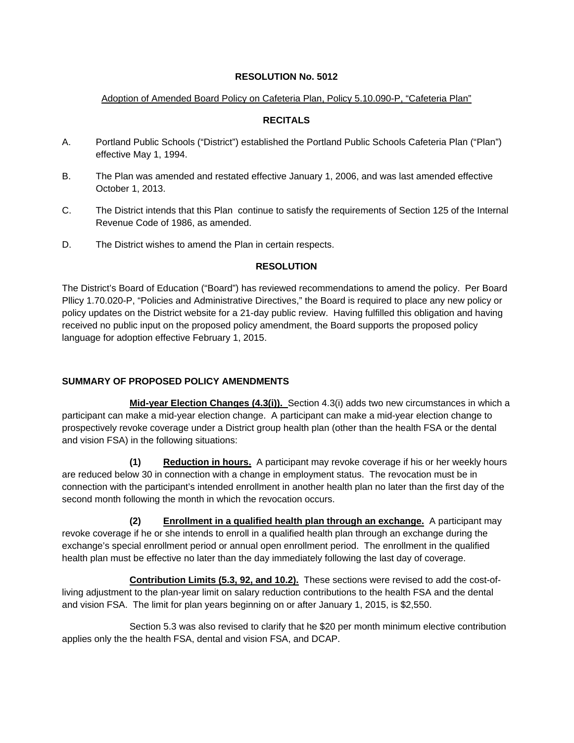**RESOLUTION No. 5012**

Adoption of Amended Board Policy on Cafeteria Plan, Policy 5.10.090-P, "Cafeteria Plan"

**RECITALS**

A. Portland Public Schools ("District") established the Portland Public Schools Cafeteria Plan ("Plan") effective May 1, 1994.

B. The Plan was amended and restated effective January 1, 2006, and was last amended effective October 1, 2013.

C. The District intends that this Plan continue to satisfy the requirements of Section 125 of the Internal Revenue Code of 1986, as amended.

D. The District wishes to amend the Plan in certain respects.

**RESOLUTION**

The District's Board of Education ("Board") has reviewed recommendations to amend the policy. Per Board Pllicy 1.70.020-P, "Policies and Administrative Directives," the Board is required to place any new policy or policy updates on the District website for a 21-day public review. Having fulfilled this obligation and having received no public input on the proposed policy amendment, the Board supports the proposed policy language for adoption effective February 1, 2015.

**SUMMARY OF PROPOSED POLICY AMENDMENTS**

**Mid-year Election Changes (4.3(i)).** Section 4.3(i) adds two new circumstances in which a participant can make a mid-year election change. A participant can make a mid-year election change to prospectively revoke coverage under a District group health plan (other than the health FSA or the dental and vision FSA) in the following situations:

**(1) Reduction in hours.** A participant may revoke coverage if his or her weekly hours are reduced below 30 in connection with a change in employment status. The revocation must be in connection with the participant's intended enrollment in another health plan no later than the first day of the second month following the month in which the revocation occurs.

**(2) Enrollment in a qualified health plan through an exchange.** A participant may revoke coverage if he or she intends to enroll in a qualified health plan through an exchange during the exchange's special enrollment period or annual open enrollment period. The enrollment in the qualified health plan must be effective no later than the day immediately following the last day of coverage.

**Contribution Limits (5.3, 92, and 10.2).** These sections were revised to add the cost-of-living adjustment to the plan-year limit on salary reduction contributions to the health FSA and the dental and vision FSA. The limit for plan years beginning on or after January 1, 2015, is $2,550.

Section 5.3 was also revised to clarify that he $20 per month minimum elective contribution applies only the the health FSA, dental and vision FSA, and DCAP.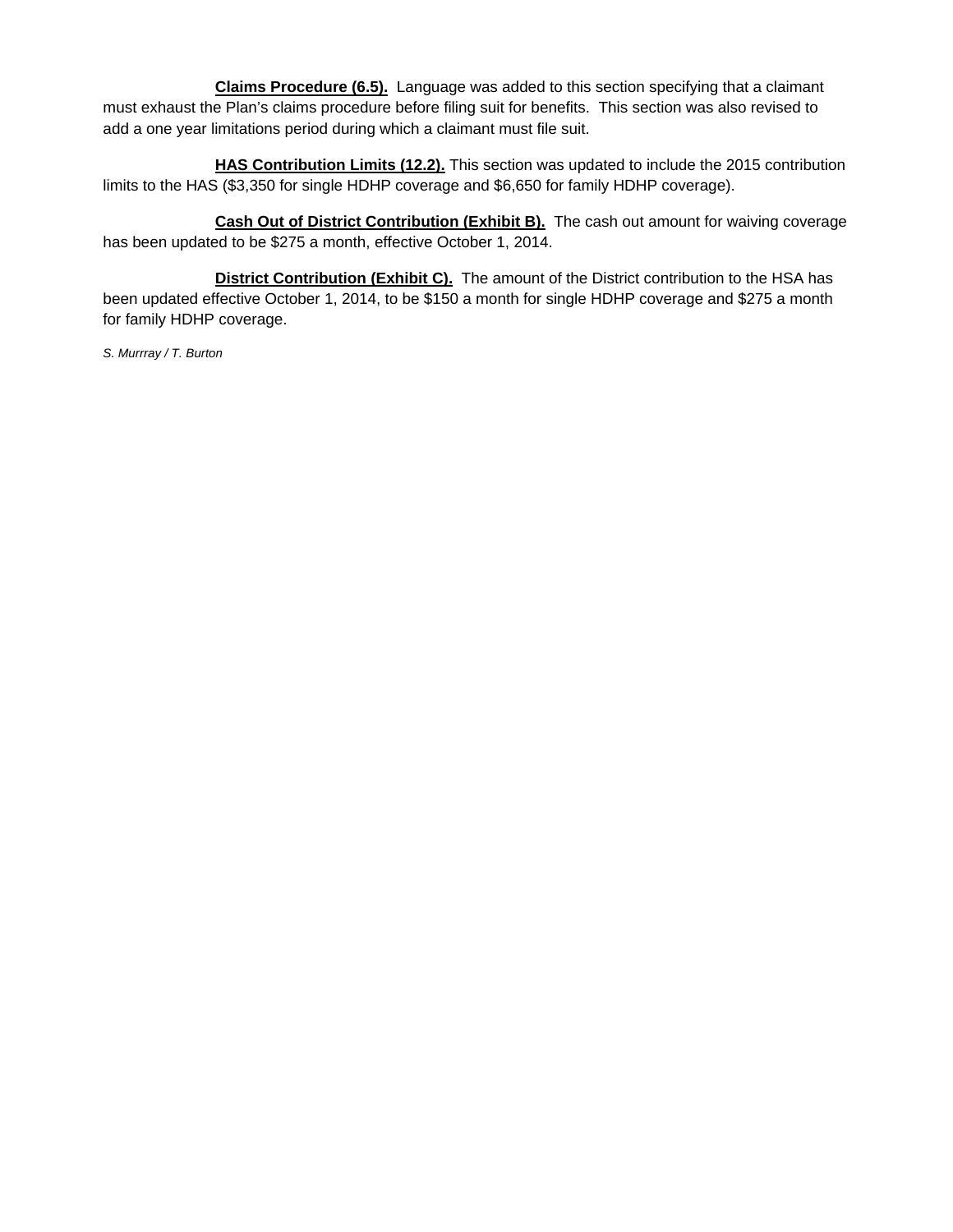**Claims Procedure (6.5).** Language was added to this section specifying that a claimant must exhaust the Plan's claims procedure before filing suit for benefits. This section was also revised to add a one year limitations period during which a claimant must file suit.

**HAS Contribution Limits (12.2).** This section was updated to include the 2015 contribution limits to the HAS ($3,350 for single HDHP coverage and $6,650 for family HDHP coverage).

**Cash Out of District Contribution (Exhibit B).** The cash out amount for waiving coverage has been updated to be $275 a month, effective October 1, 2014.

**District Contribution (Exhibit C).** The amount of the District contribution to the HSA has been updated effective October 1, 2014, to be $150 a month for single HDHP coverage and $275 a month for family HDHP coverage.

*S. Murrray / T. Burton*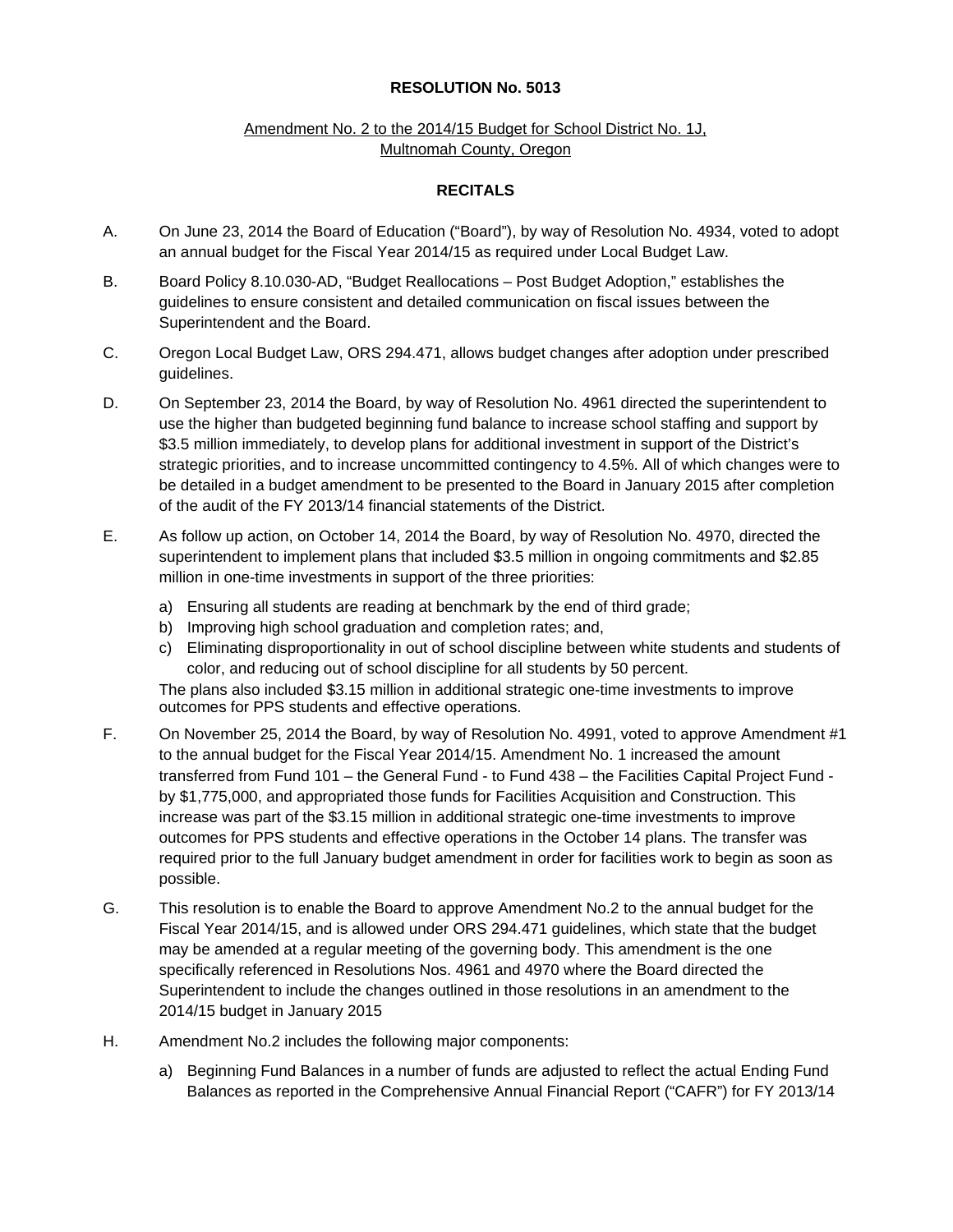**RESOLUTION No. 5013**

Amendment No. 2 to the 2014/15 Budget for School District No. 1J, Multnomah County, Oregon

**RECITALS**

A. On June 23, 2014 the Board of Education ("Board"), by way of Resolution No. 4934, voted to adopt an annual budget for the Fiscal Year 2014/15 as required under Local Budget Law.

B. Board Policy 8.10.030-AD, "Budget Reallocations – Post Budget Adoption," establishes the guidelines to ensure consistent and detailed communication on fiscal issues between the Superintendent and the Board.

C. Oregon Local Budget Law, ORS 294.471, allows budget changes after adoption under prescribed guidelines.

D. On September 23, 2014 the Board, by way of Resolution No. 4961 directed the superintendent to use the higher than budgeted beginning fund balance to increase school staffing and support by $3.5 million immediately, to develop plans for additional investment in support of the District's strategic priorities, and to increase uncommitted contingency to 4.5%. All of which changes were to be detailed in a budget amendment to be presented to the Board in January 2015 after completion of the audit of the FY 2013/14 financial statements of the District.

E. As follow up action, on October 14, 2014 the Board, by way of Resolution No. 4970, directed the superintendent to implement plans that included $3.5 million in ongoing commitments and $2.85 million in one-time investments in support of the three priorities:

   a) Ensuring all students are reading at benchmark by the end of third grade;
   b) Improving high school graduation and completion rates; and,
   c) Eliminating disproportionality in out of school discipline between white students and students of color, and reducing out of school discipline for all students by 50 percent.

   The plans also included $3.15 million in additional strategic one-time investments to improve outcomes for PPS students and effective operations.

F. On November 25, 2014 the Board, by way of Resolution No. 4991, voted to approve Amendment #1 to the annual budget for the Fiscal Year 2014/15. Amendment No. 1 increased the amount transferred from Fund 101 – the General Fund - to Fund 438 – the Facilities Capital Project Fund - by $1,775,000, and appropriated those funds for Facilities Acquisition and Construction. This increase was part of the $3.15 million in additional strategic one-time investments to improve outcomes for PPS students and effective operations in the October 14 plans. The transfer was required prior to the full January budget amendment in order for facilities work to begin as soon as possible.

G. This resolution is to enable the Board to approve Amendment No.2 to the annual budget for the Fiscal Year 2014/15, and is allowed under ORS 294.471 guidelines, which state that the budget may be amended at a regular meeting of the governing body. This amendment is the one specifically referenced in Resolutions Nos. 4961 and 4970 where the Board directed the Superintendent to include the changes outlined in those resolutions in an amendment to the 2014/15 budget in January 2015

H. Amendment No.2 includes the following major components:

   a) Beginning Fund Balances in a number of funds are adjusted to reflect the actual Ending Fund Balances as reported in the Comprehensive Annual Financial Report ("CAFR") for FY 2013/14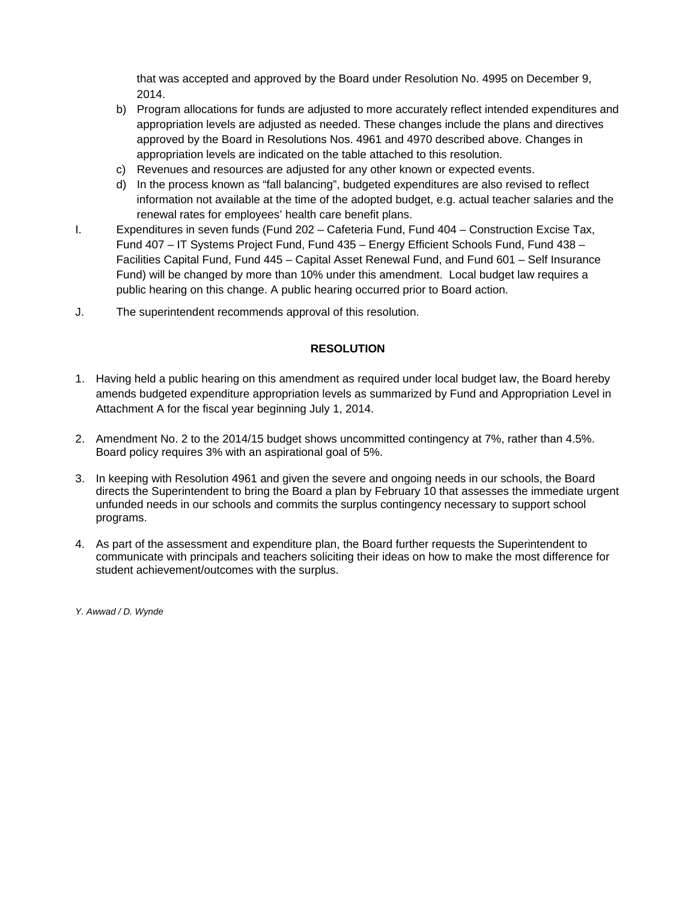that was accepted and approved by the Board under Resolution No. 4995 on December 9, 2014.

b) Program allocations for funds are adjusted to more accurately reflect intended expenditures and appropriation levels are adjusted as needed. These changes include the plans and directives approved by the Board in Resolutions Nos. 4961 and 4970 described above. Changes in appropriation levels are indicated on the table attached to this resolution.

c) Revenues and resources are adjusted for any other known or expected events.

d) In the process known as "fall balancing", budgeted expenditures are also revised to reflect information not available at the time of the adopted budget, e.g. actual teacher salaries and the renewal rates for employees' health care benefit plans.

I. Expenditures in seven funds (Fund 202 – Cafeteria Fund, Fund 404 – Construction Excise Tax, Fund 407 – IT Systems Project Fund, Fund 435 – Energy Efficient Schools Fund, Fund 438 – Facilities Capital Fund, Fund 445 – Capital Asset Renewal Fund, and Fund 601 – Self Insurance Fund) will be changed by more than 10% under this amendment. Local budget law requires a public hearing on this change. A public hearing occurred prior to Board action.

J. The superintendent recommends approval of this resolution.

**RESOLUTION**

1. Having held a public hearing on this amendment as required under local budget law, the Board hereby amends budgeted expenditure appropriation levels as summarized by Fund and Appropriation Level in Attachment A for the fiscal year beginning July 1, 2014.

2. Amendment No. 2 to the 2014/15 budget shows uncommitted contingency at 7%, rather than 4.5%. Board policy requires 3% with an aspirational goal of 5%.

3. In keeping with Resolution 4961 and given the severe and ongoing needs in our schools, the Board directs the Superintendent to bring the Board a plan by February 10 that assesses the immediate urgent unfunded needs in our schools and commits the surplus contingency necessary to support school programs.

4. As part of the assessment and expenditure plan, the Board further requests the Superintendent to communicate with principals and teachers soliciting their ideas on how to make the most difference for student achievement/outcomes with the surplus.

*Y. Awwad / D. Wynde*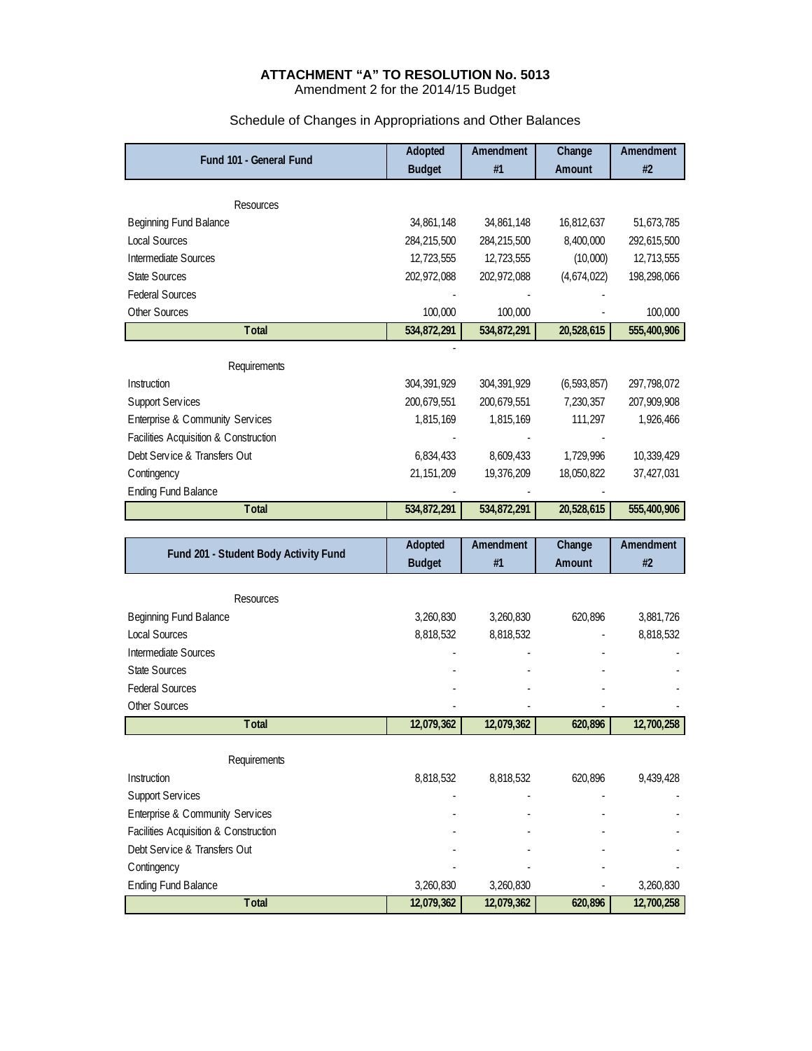**ATTACHMENT "A" TO RESOLUTION No. 5013**
Amendment 2 for the 2014/15 Budget

Schedule of Changes in Appropriations and Other Balances

| Fund 101 - General Fund | Adopted Budget | Amendment #1 | Change Amount | Amendment #2 |
|---|---|---|---|---|
| Resources | | | | |
| Beginning Fund Balance | 34,861,148 | 34,861,148 | 16,812,637 | 51,673,785 |
| Local Sources | 284,215,500 | 284,215,500 | 8,400,000 | 292,615,500 |
| Intermediate Sources | 12,723,555 | 12,723,555 | (10,000) | 12,713,555 |
| State Sources | 202,972,088 | 202,972,088 | (4,674,022) | 198,298,066 |
| Federal Sources | - | - | - | |
| Other Sources | 100,000 | 100,000 | - | 100,000 |
| **Total** | **534,872,291** | **534,872,291** | **20,528,615** | **555,400,906** |
| | - | | | |
| Requirements | | | | |
| Instruction | 304,391,929 | 304,391,929 | (6,593,857) | 297,798,072 |
| Support Services | 200,679,551 | 200,679,551 | 7,230,357 | 207,909,908 |
| Enterprise & Community Services | 1,815,169 | 1,815,169 | 111,297 | 1,926,466 |
| Facilities Acquisition & Construction | - | - | - | |
| Debt Service & Transfers Out | 6,834,433 | 8,609,433 | 1,729,996 | 10,339,429 |
| Contingency | 21,151,209 | 19,376,209 | 18,050,822 | 37,427,031 |
| Ending Fund Balance | - | - | - | |
| **Total** | **534,872,291** | **534,872,291** | **20,528,615** | **555,400,906** |

| Fund 201 - Student Body Activity Fund | Adopted Budget | Amendment #1 | Change Amount | Amendment #2 |
|---|---|---|---|---|
| Resources | | | | |
| Beginning Fund Balance | 3,260,830 | 3,260,830 | 620,896 | 3,881,726 |
| Local Sources | 8,818,532 | 8,818,532 | - | 8,818,532 |
| Intermediate Sources | - | - | - | - |
| State Sources | - | - | - | - |
| Federal Sources | - | - | - | - |
| Other Sources | - | - | - | - |
| **Total** | **12,079,362** | **12,079,362** | **620,896** | **12,700,258** |
| Requirements | | | | |
| Instruction | 8,818,532 | 8,818,532 | 620,896 | 9,439,428 |
| Support Services | - | - | - | - |
| Enterprise & Community Services | - | - | - | - |
| Facilities Acquisition & Construction | - | - | - | - |
| Debt Service & Transfers Out | - | - | - | - |
| Contingency | - | - | - | - |
| Ending Fund Balance | 3,260,830 | 3,260,830 | - | 3,260,830 |
| **Total** | **12,079,362** | **12,079,362** | **620,896** | **12,700,258** |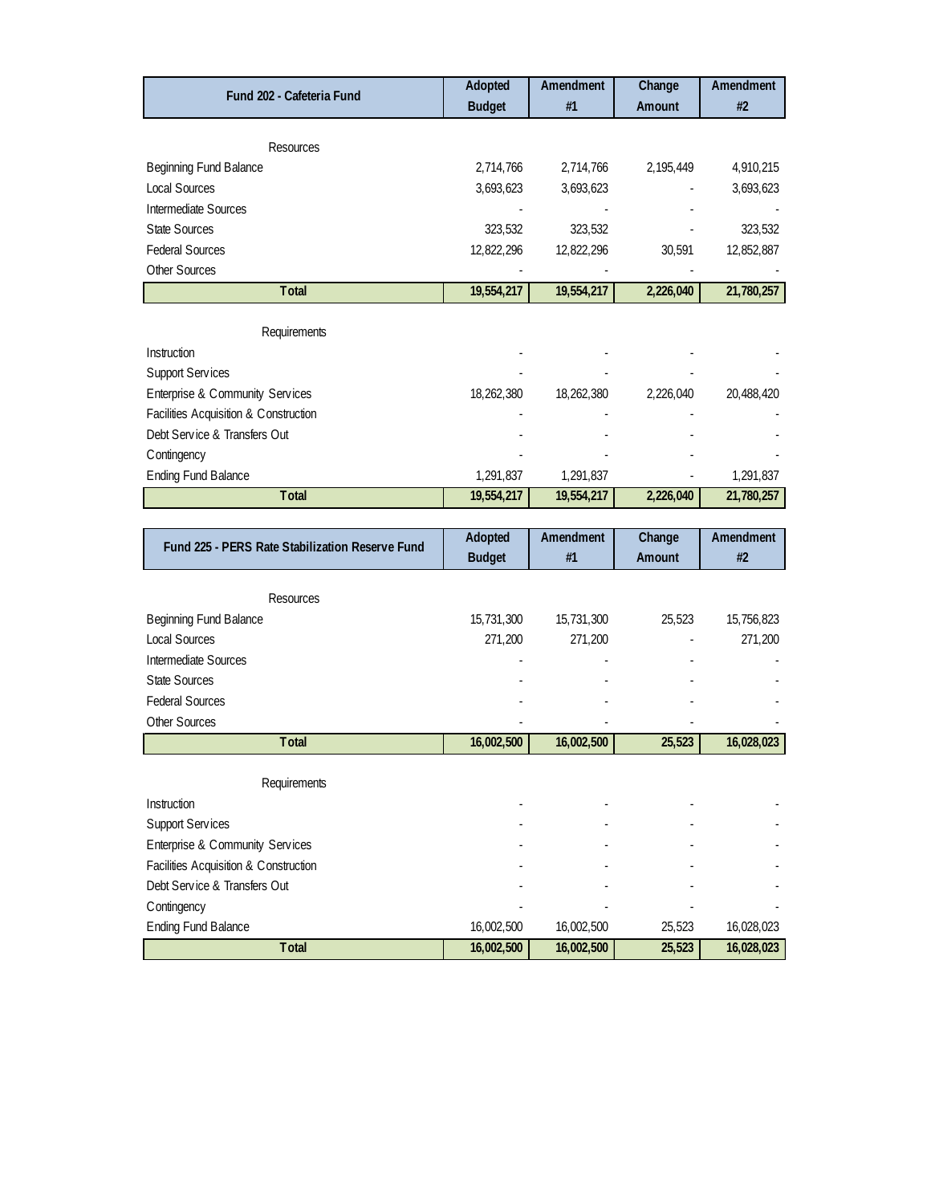| Fund 202 - Cafeteria Fund | Adopted Budget | Amendment #1 | Change Amount | Amendment #2 |
|---|---|---|---|---|
| Resources | | | | |
| Beginning Fund Balance | 2,714,766 | 2,714,766 | 2,195,449 | 4,910,215 |
| Local Sources | 3,693,623 | 3,693,623 | - | 3,693,623 |
| Intermediate Sources | - | - | - | - |
| State Sources | 323,532 | 323,532 | - | 323,532 |
| Federal Sources | 12,822,296 | 12,822,296 | 30,591 | 12,852,887 |
| Other Sources | - | - | - | - |
| **Total** | **19,554,217** | **19,554,217** | **2,226,040** | **21,780,257** |
| Requirements | | | | |
| Instruction | - | - | - | - |
| Support Services | - | - | - | - |
| Enterprise & Community Services | 18,262,380 | 18,262,380 | 2,226,040 | 20,488,420 |
| Facilities Acquisition & Construction | - | - | - | - |
| Debt Service & Transfers Out | - | - | - | - |
| Contingency | - | - | - | - |
| Ending Fund Balance | 1,291,837 | 1,291,837 | - | 1,291,837 |
| **Total** | **19,554,217** | **19,554,217** | **2,226,040** | **21,780,257** |

| Fund 225 - PERS Rate Stabilization Reserve Fund | Adopted Budget | Amendment #1 | Change Amount | Amendment #2 |
|---|---|---|---|---|
| Resources | | | | |
| Beginning Fund Balance | 15,731,300 | 15,731,300 | 25,523 | 15,756,823 |
| Local Sources | 271,200 | 271,200 | - | 271,200 |
| Intermediate Sources | - | - | - | - |
| State Sources | - | - | - | - |
| Federal Sources | - | - | - | - |
| Other Sources | - | - | - | - |
| **Total** | **16,002,500** | **16,002,500** | **25,523** | **16,028,023** |
| Requirements | | | | |
| Instruction | - | - | - | - |
| Support Services | - | - | - | - |
| Enterprise & Community Services | - | - | - | - |
| Facilities Acquisition & Construction | - | - | - | - |
| Debt Service & Transfers Out | - | - | - | - |
| Contingency | - | - | - | - |
| Ending Fund Balance | 16,002,500 | 16,002,500 | 25,523 | 16,028,023 |
| **Total** | **16,002,500** | **16,002,500** | **25,523** | **16,028,023** |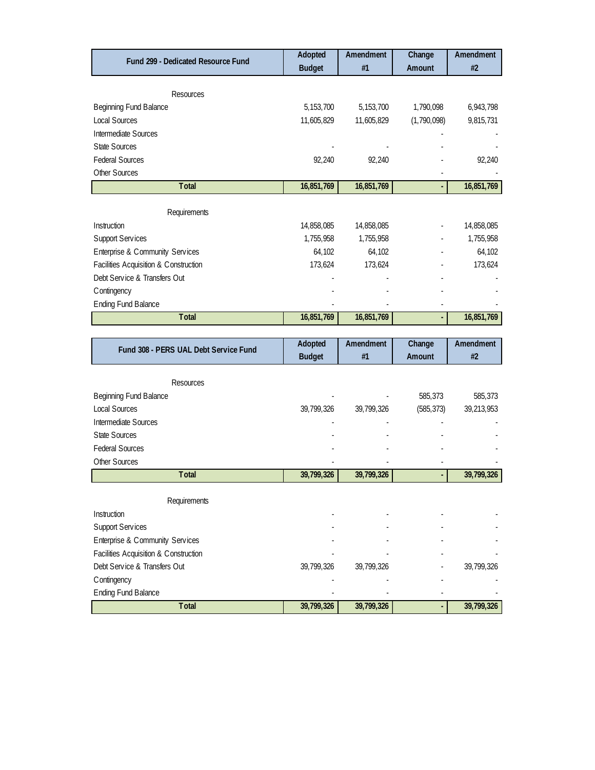| Fund 299 - Dedicated Resource Fund | Adopted Budget | Amendment #1 | Change Amount | Amendment #2 |
|---|---|---|---|---|
| Resources | | | | |
| Beginning Fund Balance | 5,153,700 | 5,153,700 | 1,790,098 | 6,943,798 |
| Local Sources | 11,605,829 | 11,605,829 | (1,790,098) | 9,815,731 |
| Intermediate Sources | | | - | - |
| State Sources | - | - | - | - |
| Federal Sources | 92,240 | 92,240 | - | 92,240 |
| Other Sources | | | - | - |
| **Total** | **16,851,769** | **16,851,769** | **-** | **16,851,769** |
| Requirements | | | | |
| Instruction | 14,858,085 | 14,858,085 | - | 14,858,085 |
| Support Services | 1,755,958 | 1,755,958 | - | 1,755,958 |
| Enterprise & Community Services | 64,102 | 64,102 | - | 64,102 |
| Facilities Acquisition & Construction | 173,624 | 173,624 | - | 173,624 |
| Debt Service & Transfers Out | - | - | - | - |
| Contingency | - | - | - | - |
| Ending Fund Balance | - | - | - | - |
| **Total** | **16,851,769** | **16,851,769** | **-** | **16,851,769** |

| Fund 308 - PERS UAL Debt Service Fund | Adopted Budget | Amendment #1 | Change Amount | Amendment #2 |
|---|---|---|---|---|
| Resources | | | | |
| Beginning Fund Balance | - | - | 585,373 | 585,373 |
| Local Sources | 39,799,326 | 39,799,326 | (585,373) | 39,213,953 |
| Intermediate Sources | - | - | - | - |
| State Sources | - | - | - | - |
| Federal Sources | - | - | - | - |
| Other Sources | - | - | - | - |
| **Total** | **39,799,326** | **39,799,326** | **-** | **39,799,326** |
| Requirements | | | | |
| Instruction | - | - | - | - |
| Support Services | - | - | - | - |
| Enterprise & Community Services | - | - | - | - |
| Facilities Acquisition & Construction | - | - | - | - |
| Debt Service & Transfers Out | 39,799,326 | 39,799,326 | - | 39,799,326 |
| Contingency | - | - | - | - |
| Ending Fund Balance | - | - | - | - |
| **Total** | **39,799,326** | **39,799,326** | **-** | **39,799,326** |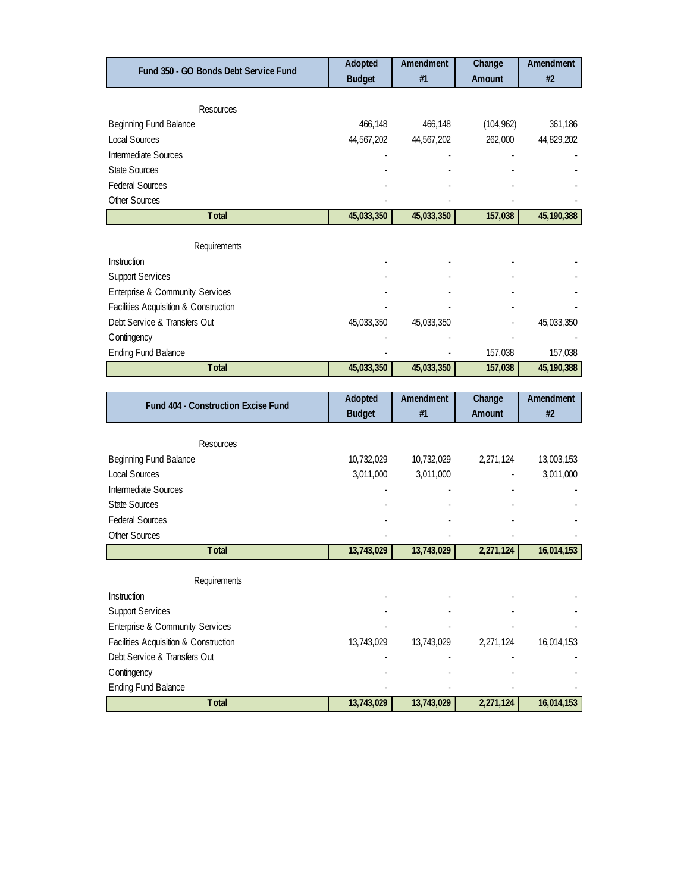| Fund 350 - GO Bonds Debt Service Fund | Adopted Budget | Amendment #1 | Change Amount | Amendment #2 |
|---|---|---|---|---|
| Resources | | | | |
| Beginning Fund Balance | 466,148 | 466,148 | (104,962) | 361,186 |
| Local Sources | 44,567,202 | 44,567,202 | 262,000 | 44,829,202 |
| Intermediate Sources | - | - | - | - |
| State Sources | - | - | - | - |
| Federal Sources | - | - | - | - |
| Other Sources | - | - | - | - |
| **Total** | **45,033,350** | **45,033,350** | **157,038** | **45,190,388** |
| Requirements | | | | |
| Instruction | - | - | - | - |
| Support Services | - | - | - | - |
| Enterprise & Community Services | - | - | - | - |
| Facilities Acquisition & Construction | - | - | - | - |
| Debt Service & Transfers Out | 45,033,350 | 45,033,350 | - | 45,033,350 |
| Contingency | - | - | - | - |
| Ending Fund Balance | - | - | 157,038 | 157,038 |
| **Total** | **45,033,350** | **45,033,350** | **157,038** | **45,190,388** |

| Fund 404 - Construction Excise Fund | Adopted Budget | Amendment #1 | Change Amount | Amendment #2 |
|---|---|---|---|---|
| Resources | | | | |
| Beginning Fund Balance | 10,732,029 | 10,732,029 | 2,271,124 | 13,003,153 |
| Local Sources | 3,011,000 | 3,011,000 | - | 3,011,000 |
| Intermediate Sources | - | - | - | - |
| State Sources | - | - | - | - |
| Federal Sources | - | - | - | - |
| Other Sources | - | - | - | - |
| **Total** | **13,743,029** | **13,743,029** | **2,271,124** | **16,014,153** |
| Requirements | | | | |
| Instruction | - | - | - | - |
| Support Services | - | - | - | - |
| Enterprise & Community Services | - | - | - | - |
| Facilities Acquisition & Construction | 13,743,029 | 13,743,029 | 2,271,124 | 16,014,153 |
| Debt Service & Transfers Out | - | - | - | - |
| Contingency | - | - | - | - |
| Ending Fund Balance | - | - | - | - |
| **Total** | **13,743,029** | **13,743,029** | **2,271,124** | **16,014,153** |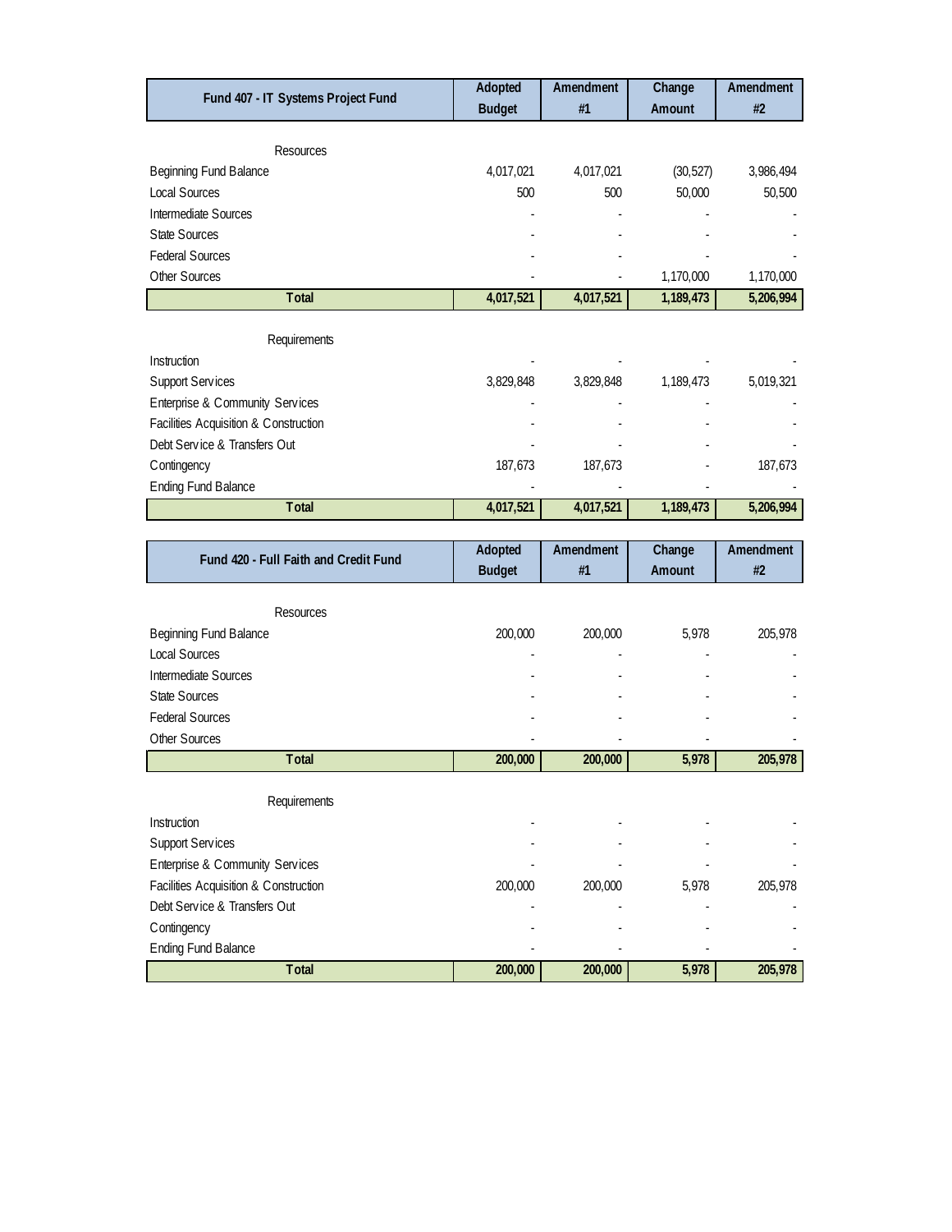| Fund 407 - IT Systems Project Fund | Adopted Budget | Amendment #1 | Change Amount | Amendment #2 |
|---|---|---|---|---|
| Resources | | | | |
| Beginning Fund Balance | 4,017,021 | 4,017,021 | (30,527) | 3,986,494 |
| Local Sources | 500 | 500 | 50,000 | 50,500 |
| Intermediate Sources | - | - | - | - |
| State Sources | - | - | - | - |
| Federal Sources | - | - | - | - |
| Other Sources | - | - | 1,170,000 | 1,170,000 |
| **Total** | **4,017,521** | **4,017,521** | **1,189,473** | **5,206,994** |
| Requirements | | | | |
| Instruction | - | - | - | - |
| Support Services | 3,829,848 | 3,829,848 | 1,189,473 | 5,019,321 |
| Enterprise & Community Services | - | - | - | - |
| Facilities Acquisition & Construction | - | - | - | - |
| Debt Service & Transfers Out | - | - | - | - |
| Contingency | 187,673 | 187,673 | - | 187,673 |
| Ending Fund Balance | - | - | - | - |
| **Total** | **4,017,521** | **4,017,521** | **1,189,473** | **5,206,994** |

| Fund 420 - Full Faith and Credit Fund | Adopted Budget | Amendment #1 | Change Amount | Amendment #2 |
|---|---|---|---|---|
| Resources | | | | |
| Beginning Fund Balance | 200,000 | 200,000 | 5,978 | 205,978 |
| Local Sources | - | - | - | - |
| Intermediate Sources | - | - | - | - |
| State Sources | - | - | - | - |
| Federal Sources | - | - | - | - |
| Other Sources | - | - | - | - |
| **Total** | **200,000** | **200,000** | **5,978** | **205,978** |
| Requirements | | | | |
| Instruction | - | - | - | - |
| Support Services | - | - | - | - |
| Enterprise & Community Services | - | - | - | - |
| Facilities Acquisition & Construction | 200,000 | 200,000 | 5,978 | 205,978 |
| Debt Service & Transfers Out | - | - | - | - |
| Contingency | - | - | - | - |
| Ending Fund Balance | - | - | - | - |
| **Total** | **200,000** | **200,000** | **5,978** | **205,978** |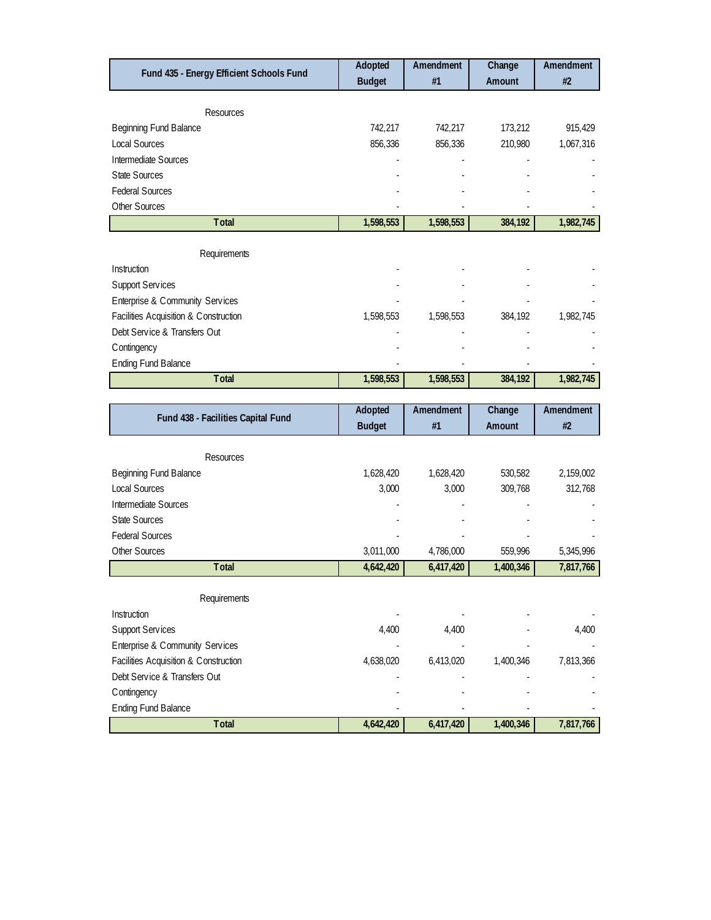| Fund 435 - Energy Efficient Schools Fund | Adopted Budget | Amendment #1 | Change Amount | Amendment #2 |
|---|---|---|---|---|
| Resources | | | | |
| Beginning Fund Balance | 742,217 | 742,217 | 173,212 | 915,429 |
| Local Sources | 856,336 | 856,336 | 210,980 | 1,067,316 |
| Intermediate Sources | - | - | - | - |
| State Sources | - | - | - | - |
| Federal Sources | - | - | - | - |
| Other Sources | - | - | - | - |
| **Total** | **1,598,553** | **1,598,553** | **384,192** | **1,982,745** |
| Requirements | | | | |
| Instruction | - | - | - | - |
| Support Services | - | - | - | - |
| Enterprise & Community Services | - | - | - | - |
| Facilities Acquisition & Construction | 1,598,553 | 1,598,553 | 384,192 | 1,982,745 |
| Debt Service & Transfers Out | - | - | - | - |
| Contingency | - | - | - | - |
| Ending Fund Balance | - | - | - | - |
| **Total** | **1,598,553** | **1,598,553** | **384,192** | **1,982,745** |

| Fund 438 - Facilities Capital Fund | Adopted Budget | Amendment #1 | Change Amount | Amendment #2 |
|---|---|---|---|---|
| Resources | | | | |
| Beginning Fund Balance | 1,628,420 | 1,628,420 | 530,582 | 2,159,002 |
| Local Sources | 3,000 | 3,000 | 309,768 | 312,768 |
| Intermediate Sources | - | - | - | - |
| State Sources | - | - | - | - |
| Federal Sources | - | - | - | - |
| Other Sources | 3,011,000 | 4,786,000 | 559,996 | 5,345,996 |
| **Total** | **4,642,420** | **6,417,420** | **1,400,346** | **7,817,766** |
| Requirements | | | | |
| Instruction | - | - | - | - |
| Support Services | 4,400 | 4,400 | - | 4,400 |
| Enterprise & Community Services | - | - | - | - |
| Facilities Acquisition & Construction | 4,638,020 | 6,413,020 | 1,400,346 | 7,813,366 |
| Debt Service & Transfers Out | - | - | - | - |
| Contingency | - | - | - | - |
| Ending Fund Balance | - | - | - | - |
| **Total** | **4,642,420** | **6,417,420** | **1,400,346** | **7,817,766** |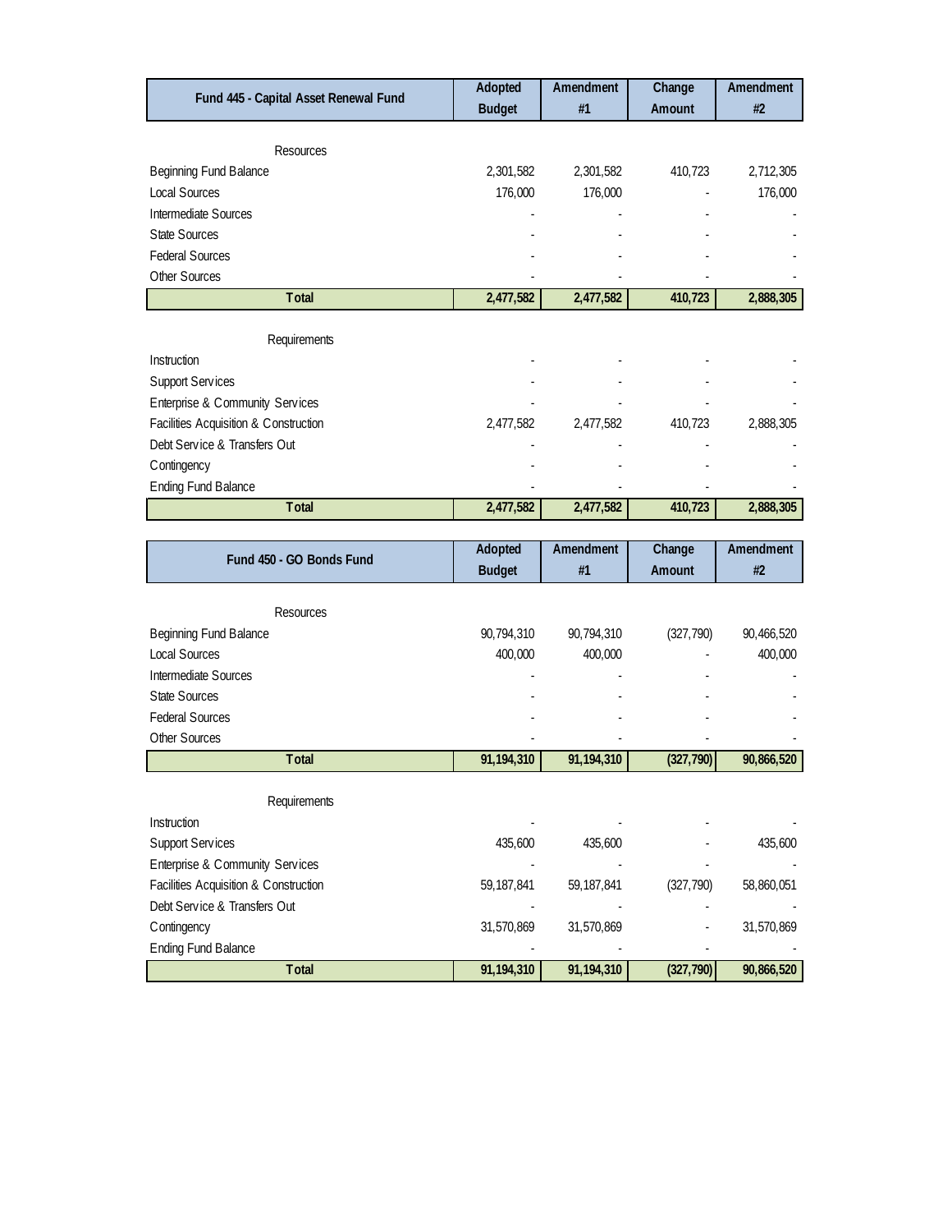| Fund 445 - Capital Asset Renewal Fund | Adopted Budget | Amendment #1 | Change Amount | Amendment #2 |
|---|---|---|---|---|
| Resources | | | | |
| Beginning Fund Balance | 2,301,582 | 2,301,582 | 410,723 | 2,712,305 |
| Local Sources | 176,000 | 176,000 | - | 176,000 |
| Intermediate Sources | - | - | - | - |
| State Sources | - | - | - | - |
| Federal Sources | - | - | - | - |
| Other Sources | - | - | - | - |
| **Total** | **2,477,582** | **2,477,582** | **410,723** | **2,888,305** |
| Requirements | | | | |
| Instruction | - | - | - | - |
| Support Services | - | - | - | - |
| Enterprise & Community Services | - | - | - | - |
| Facilities Acquisition & Construction | 2,477,582 | 2,477,582 | 410,723 | 2,888,305 |
| Debt Service & Transfers Out | - | - | - | - |
| Contingency | - | - | - | - |
| Ending Fund Balance | - | - | - | - |
| **Total** | **2,477,582** | **2,477,582** | **410,723** | **2,888,305** |

| Fund 450 - GO Bonds Fund | Adopted Budget | Amendment #1 | Change Amount | Amendment #2 |
|---|---|---|---|---|
| Resources | | | | |
| Beginning Fund Balance | 90,794,310 | 90,794,310 | (327,790) | 90,466,520 |
| Local Sources | 400,000 | 400,000 | - | 400,000 |
| Intermediate Sources | - | - | - | - |
| State Sources | - | - | - | - |
| Federal Sources | - | - | - | - |
| Other Sources | - | - | - | - |
| **Total** | **91,194,310** | **91,194,310** | **(327,790)** | **90,866,520** |
| Requirements | | | | |
| Instruction | - | - | - | - |
| Support Services | 435,600 | 435,600 | - | 435,600 |
| Enterprise & Community Services | - | - | - | - |
| Facilities Acquisition & Construction | 59,187,841 | 59,187,841 | (327,790) | 58,860,051 |
| Debt Service & Transfers Out | - | - | - | - |
| Contingency | 31,570,869 | 31,570,869 | - | 31,570,869 |
| Ending Fund Balance | - | - | - | - |
| **Total** | **91,194,310** | **91,194,310** | **(327,790)** | **90,866,520** |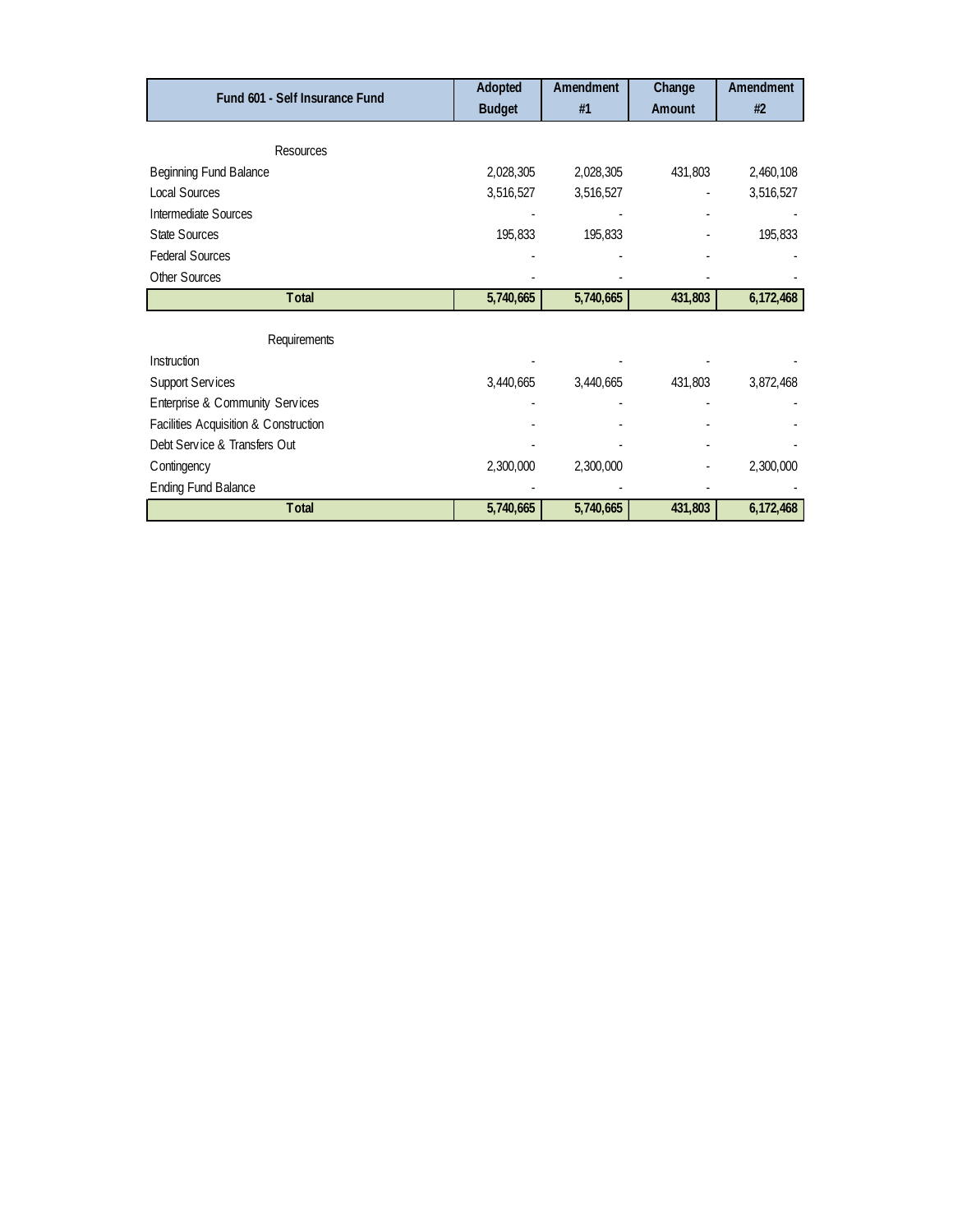| Fund 601 - Self Insurance Fund | Adopted Budget | Amendment #1 | Change Amount | Amendment #2 |
|---|---|---|---|---|
| Resources | | | | |
| Beginning Fund Balance | 2,028,305 | 2,028,305 | 431,803 | 2,460,108 |
| Local Sources | 3,516,527 | 3,516,527 | - | 3,516,527 |
| Intermediate Sources | - | - | - | - |
| State Sources | 195,833 | 195,833 | - | 195,833 |
| Federal Sources | - | - | - | - |
| Other Sources | - | - | - | - |
| **Total** | **5,740,665** | **5,740,665** | **431,803** | **6,172,468** |
| Requirements | | | | |
| Instruction | - | - | - | - |
| Support Services | 3,440,665 | 3,440,665 | 431,803 | 3,872,468 |
| Enterprise & Community Services | - | - | - | - |
| Facilities Acquisition & Construction | - | - | - | - |
| Debt Service & Transfers Out | - | - | - | - |
| Contingency | 2,300,000 | 2,300,000 | - | 2,300,000 |
| Ending Fund Balance | - | - | - | - |
| **Total** | **5,740,665** | **5,740,665** | **431,803** | **6,172,468** |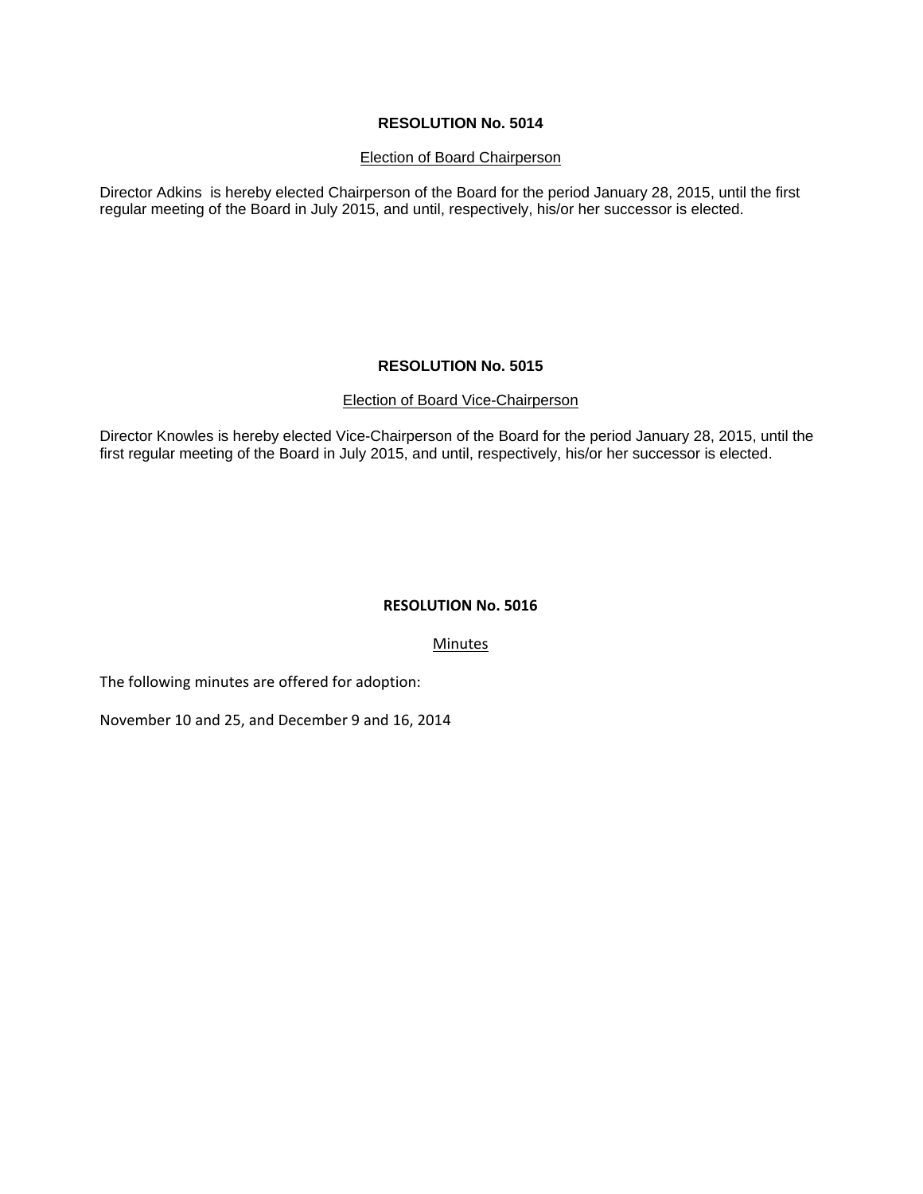**RESOLUTION No. 5014**

Election of Board Chairperson

Director Adkins is hereby elected Chairperson of the Board for the period January 28, 2015, until the first regular meeting of the Board in July 2015, and until, respectively, his/or her successor is elected.

**RESOLUTION No. 5015**

Election of Board Vice-Chairperson

Director Knowles is hereby elected Vice-Chairperson of the Board for the period January 28, 2015, until the first regular meeting of the Board in July 2015, and until, respectively, his/or her successor is elected.

**RESOLUTION No. 5016**

Minutes

The following minutes are offered for adoption:

November 10 and 25, and December 9 and 16, 2014